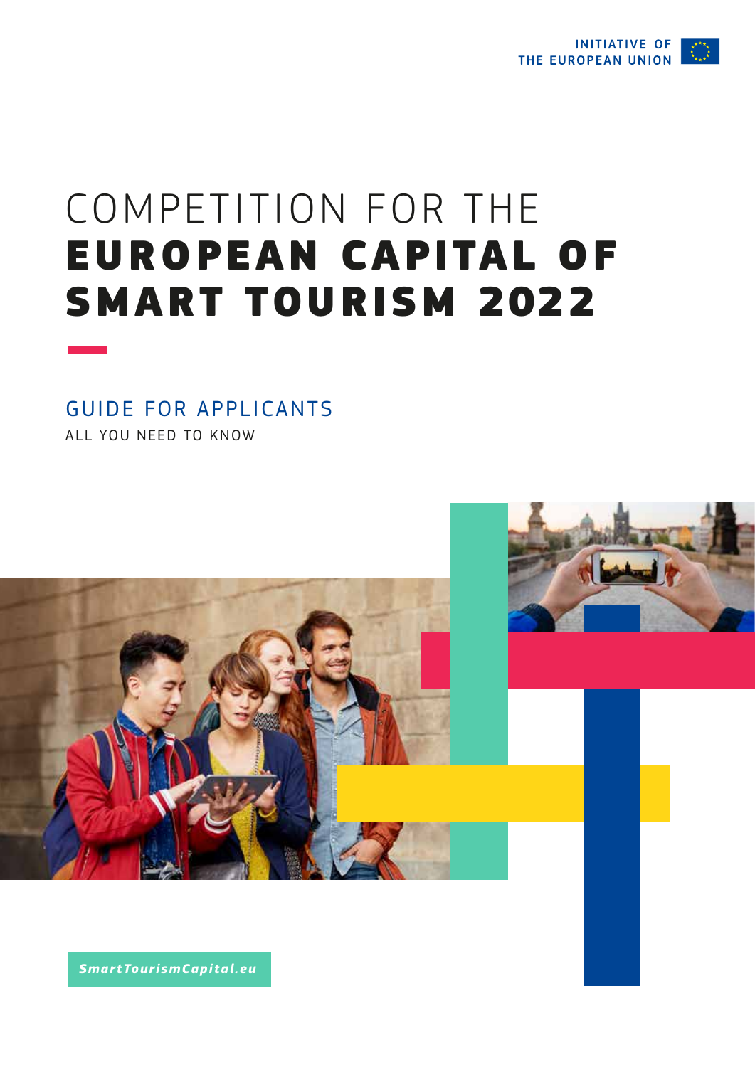INITIATIVE OF THE EUROPEAN UNION

# COMPETITION FOR THE **EUROPEAN CAPITAL OF SMART TOURISM 2022**

## GUIDE FOR APPLICANTS

ALL YOU NEED TO KNOW

*SmartTourismCapital.eu*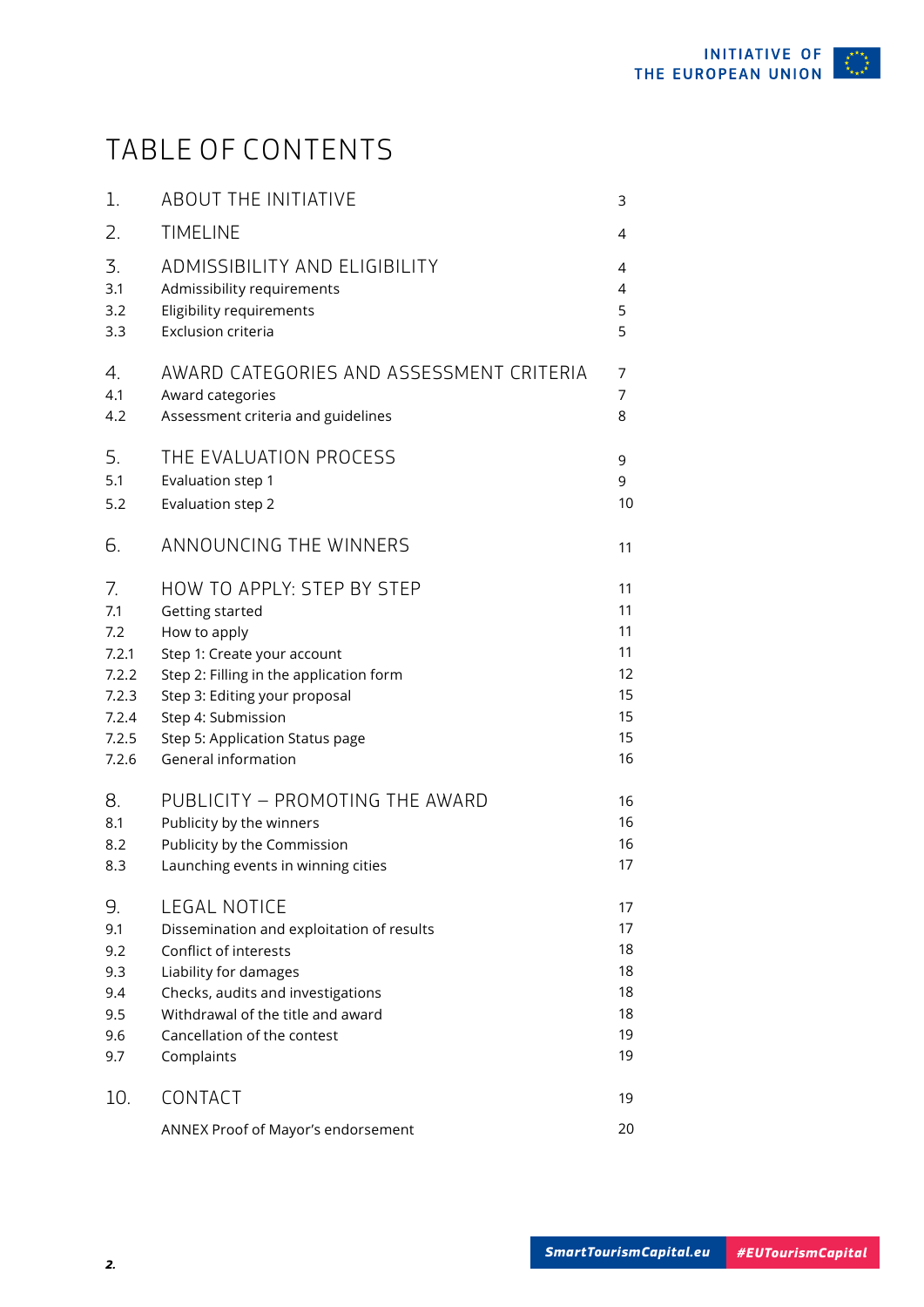# TABLE OF CONTENTS

| | | |
|---|---|---|
| 1. | ABOUT THE INITIATIVE | 3 |
| 2. | TIMELINE | 4 |
| 3. | ADMISSIBILITY AND ELIGIBILITY | 4 |
| 3.1 | Admissibility requirements | 4 |
| 3.2 | Eligibility requirements | 5 |
| 3.3 | Exclusion criteria | 5 |
| 4. | AWARD CATEGORIES AND ASSESSMENT CRITERIA | 7 |
| 4.1 | Award categories | 7 |
| 4.2 | Assessment criteria and guidelines | 8 |
| 5. | THE EVALUATION PROCESS | 9 |
| 5.1 | Evaluation step 1 | 9 |
| 5.2 | Evaluation step 2 | 10 |
| 6. | ANNOUNCING THE WINNERS | 11 |
| 7. | HOW TO APPLY: STEP BY STEP | 11 |
| 7.1 | Getting started | 11 |
| 7.2 | How to apply | 11 |
| 7.2.1 | Step 1: Create your account | 11 |
| 7.2.2 | Step 2: Filling in the application form | 12 |
| 7.2.3 | Step 3: Editing your proposal | 15 |
| 7.2.4 | Step 4: Submission | 15 |
| 7.2.5 | Step 5: Application Status page | 15 |
| 7.2.6 | General information | 16 |
| 8. | PUBLICITY – PROMOTING THE AWARD | 16 |
| 8.1 | Publicity by the winners | 16 |
| 8.2 | Publicity by the Commission | 16 |
| 8.3 | Launching events in winning cities | 17 |
| 9. | LEGAL NOTICE | 17 |
| 9.1 | Dissemination and exploitation of results | 17 |
| 9.2 | Conflict of interests | 18 |
| 9.3 | Liability for damages | 18 |
| 9.4 | Checks, audits and investigations | 18 |
| 9.5 | Withdrawal of the title and award | 18 |
| 9.6 | Cancellation of the contest | 19 |
| 9.7 | Complaints | 19 |
| 10. | CONTACT | 19 |
| | ANNEX Proof of Mayor's endorsement | 20 |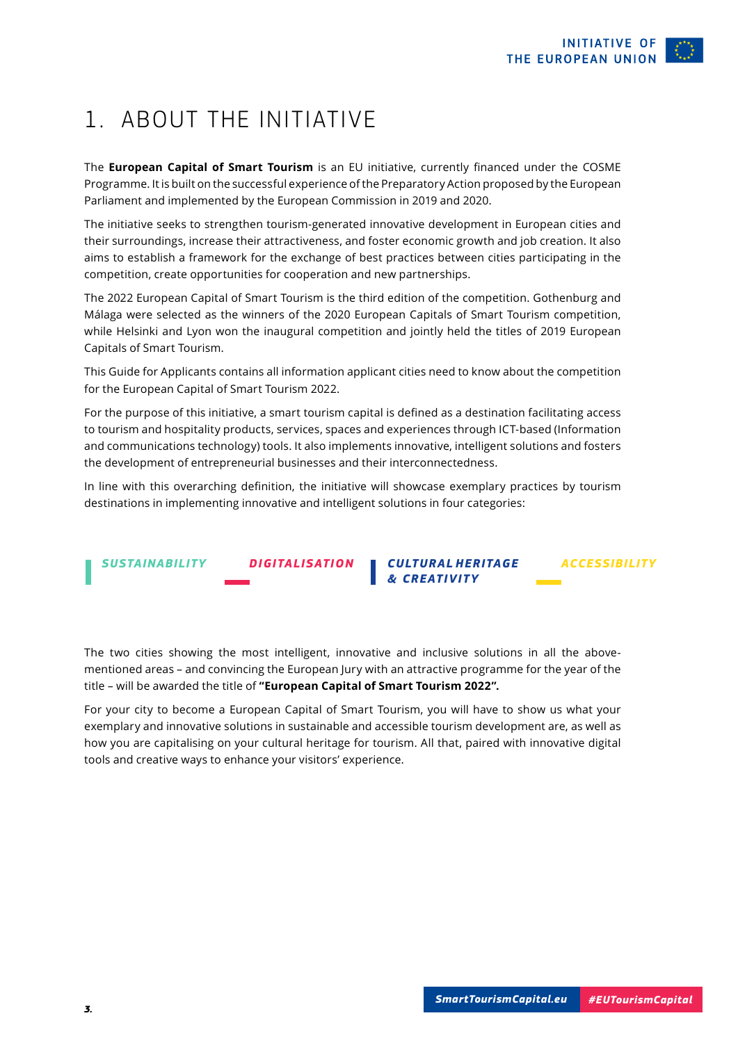# 1. ABOUT THE INITIATIVE

The **European Capital of Smart Tourism** is an EU initiative, currently financed under the COSME Programme. It is built on the successful experience of the Preparatory Action proposed by the European Parliament and implemented by the European Commission in 2019 and 2020.

The initiative seeks to strengthen tourism-generated innovative development in European cities and their surroundings, increase their attractiveness, and foster economic growth and job creation. It also aims to establish a framework for the exchange of best practices between cities participating in the competition, create opportunities for cooperation and new partnerships.

The 2022 European Capital of Smart Tourism is the third edition of the competition. Gothenburg and Málaga were selected as the winners of the 2020 European Capitals of Smart Tourism competition, while Helsinki and Lyon won the inaugural competition and jointly held the titles of 2019 European Capitals of Smart Tourism.

This Guide for Applicants contains all information applicant cities need to know about the competition for the European Capital of Smart Tourism 2022.

For the purpose of this initiative, a smart tourism capital is defined as a destination facilitating access to tourism and hospitality products, services, spaces and experiences through ICT-based (Information and communications technology) tools. It also implements innovative, intelligent solutions and fosters the development of entrepreneurial businesses and their interconnectedness.

In line with this overarching definition, the initiative will showcase exemplary practices by tourism destinations in implementing innovative and intelligent solutions in four categories:

- ***SUSTAINABILITY***
- ***DIGITALISATION***
- ***CULTURAL HERITAGE & CREATIVITY***
- ***ACCESSIBILITY***

The two cities showing the most intelligent, innovative and inclusive solutions in all the above-mentioned areas – and convincing the European Jury with an attractive programme for the year of the title – will be awarded the title of **"European Capital of Smart Tourism 2022".**

For your city to become a European Capital of Smart Tourism, you will have to show us what your exemplary and innovative solutions in sustainable and accessible tourism development are, as well as how you are capitalising on your cultural heritage for tourism. All that, paired with innovative digital tools and creative ways to enhance your visitors' experience.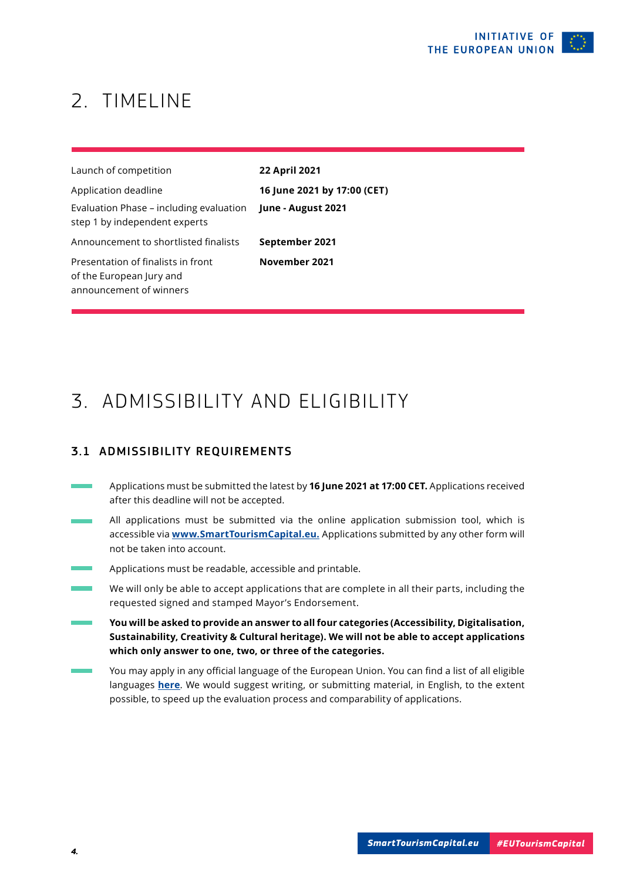# 2. TIMELINE

| | |
|---|---|
| Launch of competition | **22 April 2021** |
| Application deadline | **16 June 2021 by 17:00 (CET)** |
| Evaluation Phase – including evaluation step 1 by independent experts | **June - August 2021** |
| Announcement to shortlisted finalists | **September 2021** |
| Presentation of finalists in front of the European Jury and announcement of winners | **November 2021** |

# 3. ADMISSIBILITY AND ELIGIBILITY

## 3.1 ADMISSIBILITY REQUIREMENTS

- Applications must be submitted the latest by **16 June 2021 at 17:00 CET.** Applications received after this deadline will not be accepted.
- All applications must be submitted via the online application submission tool, which is accessible via **www.SmartTourismCapital.eu.** Applications submitted by any other form will not be taken into account.
- Applications must be readable, accessible and printable.
- We will only be able to accept applications that are complete in all their parts, including the requested signed and stamped Mayor's Endorsement.
- **You will be asked to provide an answer to all four categories (Accessibility, Digitalisation, Sustainability, Creativity & Cultural heritage). We will not be able to accept applications which only answer to one, two, or three of the categories.**
- You may apply in any official language of the European Union. You can find a list of all eligible languages **here**. We would suggest writing, or submitting material, in English, to the extent possible, to speed up the evaluation process and comparability of applications.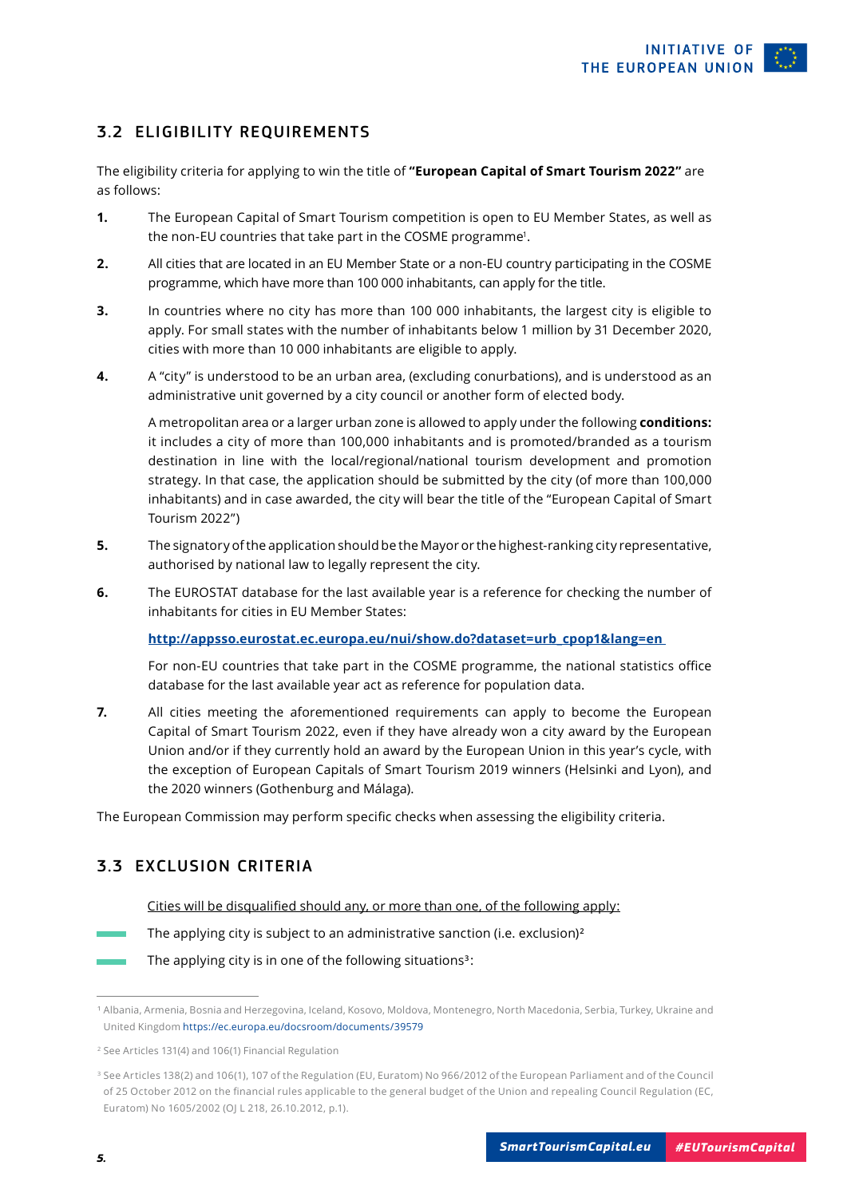## 3.2 ELIGIBILITY REQUIREMENTS

The eligibility criteria for applying to win the title of **"European Capital of Smart Tourism 2022"** are as follows:

1. The European Capital of Smart Tourism competition is open to EU Member States, as well as the non-EU countries that take part in the COSME programme[1].

2. All cities that are located in an EU Member State or a non-EU country participating in the COSME programme, which have more than 100 000 inhabitants, can apply for the title.

3. In countries where no city has more than 100 000 inhabitants, the largest city is eligible to apply. For small states with the number of inhabitants below 1 million by 31 December 2020, cities with more than 10 000 inhabitants are eligible to apply.

4. A "city" is understood to be an urban area, (excluding conurbations), and is understood as an administrative unit governed by a city council or another form of elected body.

   A metropolitan area or a larger urban zone is allowed to apply under the following **conditions:** it includes a city of more than 100,000 inhabitants and is promoted/branded as a tourism destination in line with the local/regional/national tourism development and promotion strategy. In that case, the application should be submitted by the city (of more than 100,000 inhabitants) and in case awarded, the city will bear the title of the "European Capital of Smart Tourism 2022")

5. The signatory of the application should be the Mayor or the highest-ranking city representative, authorised by national law to legally represent the city.

6. The EUROSTAT database for the last available year is a reference for checking the number of inhabitants for cities in EU Member States:

   **http://appsso.eurostat.ec.europa.eu/nui/show.do?dataset=urb_cpop1&lang=en**

   For non-EU countries that take part in the COSME programme, the national statistics office database for the last available year act as reference for population data.

7. All cities meeting the aforementioned requirements can apply to become the European Capital of Smart Tourism 2022, even if they have already won a city award by the European Union and/or if they currently hold an award by the European Union in this year's cycle, with the exception of European Capitals of Smart Tourism 2019 winners (Helsinki and Lyon), and the 2020 winners (Gothenburg and Málaga).

The European Commission may perform specific checks when assessing the eligibility criteria.

## 3.3 EXCLUSION CRITERIA

Cities will be disqualified should any, or more than one, of the following apply:

- The applying city is subject to an administrative sanction (i.e. exclusion)[2]
- The applying city is in one of the following situations[3]:

---

[1] Albania, Armenia, Bosnia and Herzegovina, Iceland, Kosovo, Moldova, Montenegro, North Macedonia, Serbia, Turkey, Ukraine and United Kingdom https://ec.europa.eu/docsroom/documents/39579

[2] See Articles 131(4) and 106(1) Financial Regulation

[3] See Articles 138(2) and 106(1), 107 of the Regulation (EU, Euratom) No 966/2012 of the European Parliament and of the Council of 25 October 2012 on the financial rules applicable to the general budget of the Union and repealing Council Regulation (EC, Euratom) No 1605/2002 (OJ L 218, 26.10.2012, p.1).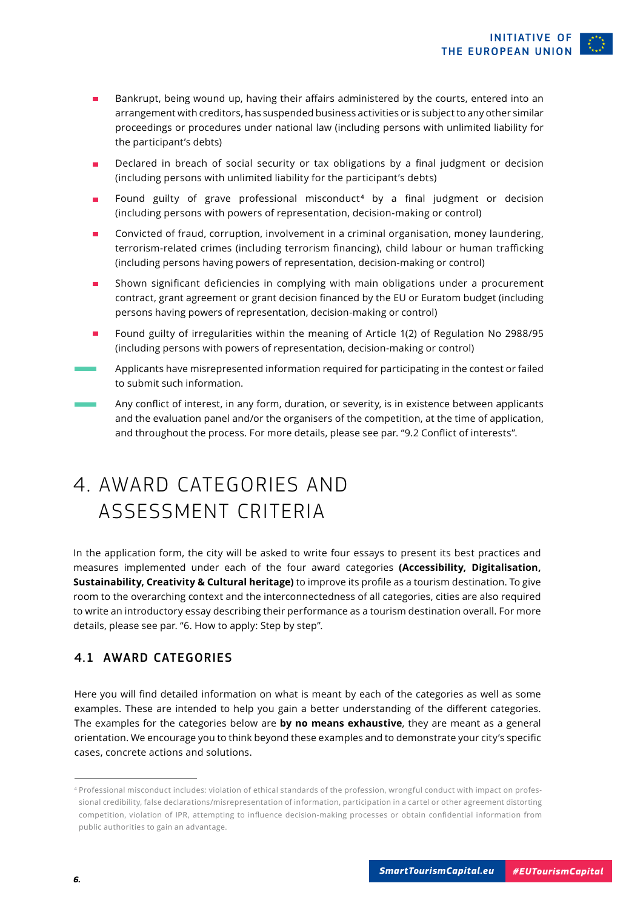- Bankrupt, being wound up, having their affairs administered by the courts, entered into an arrangement with creditors, has suspended business activities or is subject to any other similar proceedings or procedures under national law (including persons with unlimited liability for the participant's debts)
- Declared in breach of social security or tax obligations by a final judgment or decision (including persons with unlimited liability for the participant's debts)
- Found guilty of grave professional misconduct[4] by a final judgment or decision (including persons with powers of representation, decision-making or control)
- Convicted of fraud, corruption, involvement in a criminal organisation, money laundering, terrorism-related crimes (including terrorism financing), child labour or human trafficking (including persons having powers of representation, decision-making or control)
- Shown significant deficiencies in complying with main obligations under a procurement contract, grant agreement or grant decision financed by the EU or Euratom budget (including persons having powers of representation, decision-making or control)
- Found guilty of irregularities within the meaning of Article 1(2) of Regulation No 2988/95 (including persons with powers of representation, decision-making or control)

- Applicants have misrepresented information required for participating in the contest or failed to submit such information.
- Any conflict of interest, in any form, duration, or severity, is in existence between applicants and the evaluation panel and/or the organisers of the competition, at the time of application, and throughout the process. For more details, please see par. "9.2 Conflict of interests".

# 4. AWARD CATEGORIES AND ASSESSMENT CRITERIA

In the application form, the city will be asked to write four essays to present its best practices and measures implemented under each of the four award categories **(Accessibility, Digitalisation, Sustainability, Creativity & Cultural heritage)** to improve its profile as a tourism destination. To give room to the overarching context and the interconnectedness of all categories, cities are also required to write an introductory essay describing their performance as a tourism destination overall. For more details, please see par. "6. How to apply: Step by step".

## 4.1 AWARD CATEGORIES

Here you will find detailed information on what is meant by each of the categories as well as some examples. These are intended to help you gain a better understanding of the different categories. The examples for the categories below are **by no means exhaustive**, they are meant as a general orientation. We encourage you to think beyond these examples and to demonstrate your city's specific cases, concrete actions and solutions.

---

[4] Professional misconduct includes: violation of ethical standards of the profession, wrongful conduct with impact on professional credibility, false declarations/misrepresentation of information, participation in a cartel or other agreement distorting competition, violation of IPR, attempting to influence decision-making processes or obtain confidential information from public authorities to gain an advantage.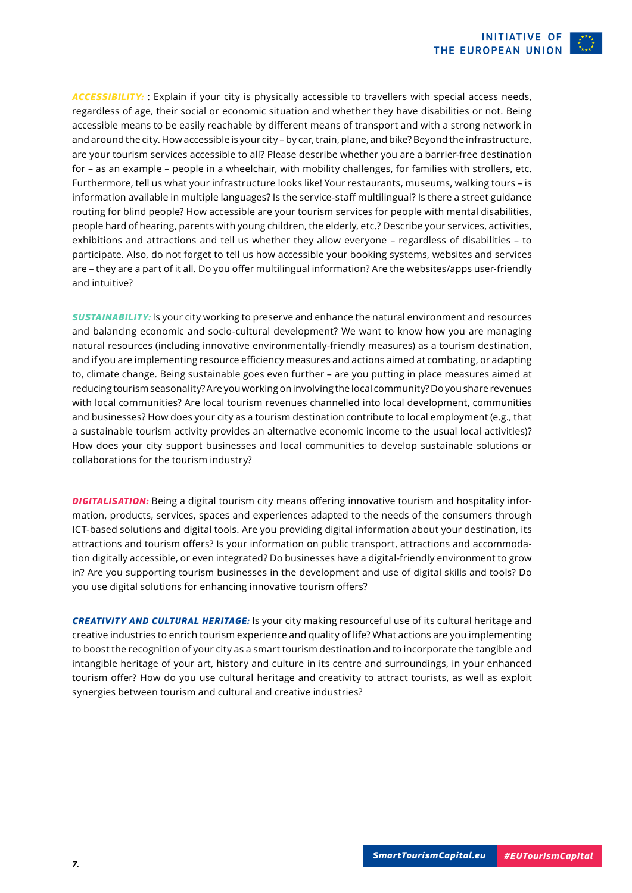***ACCESSIBILITY:*** : Explain if your city is physically accessible to travellers with special access needs, regardless of age, their social or economic situation and whether they have disabilities or not. Being accessible means to be easily reachable by different means of transport and with a strong network in and around the city. How accessible is your city – by car, train, plane, and bike? Beyond the infrastructure, are your tourism services accessible to all? Please describe whether you are a barrier-free destination for – as an example – people in a wheelchair, with mobility challenges, for families with strollers, etc. Furthermore, tell us what your infrastructure looks like! Your restaurants, museums, walking tours – is information available in multiple languages? Is the service-staff multilingual? Is there a street guidance routing for blind people? How accessible are your tourism services for people with mental disabilities, people hard of hearing, parents with young children, the elderly, etc.? Describe your services, activities, exhibitions and attractions and tell us whether they allow everyone – regardless of disabilities – to participate. Also, do not forget to tell us how accessible your booking systems, websites and services are – they are a part of it all. Do you offer multilingual information? Are the websites/apps user-friendly and intuitive?

***SUSTAINABILITY:*** Is your city working to preserve and enhance the natural environment and resources and balancing economic and socio-cultural development? We want to know how you are managing natural resources (including innovative environmentally-friendly measures) as a tourism destination, and if you are implementing resource efficiency measures and actions aimed at combating, or adapting to, climate change. Being sustainable goes even further – are you putting in place measures aimed at reducing tourism seasonality? Are you working on involving the local community? Do you share revenues with local communities? Are local tourism revenues channelled into local development, communities and businesses? How does your city as a tourism destination contribute to local employment (e.g., that a sustainable tourism activity provides an alternative economic income to the usual local activities)? How does your city support businesses and local communities to develop sustainable solutions or collaborations for the tourism industry?

***DIGITALISATION:*** Being a digital tourism city means offering innovative tourism and hospitality information, products, services, spaces and experiences adapted to the needs of the consumers through ICT-based solutions and digital tools. Are you providing digital information about your destination, its attractions and tourism offers? Is your information on public transport, attractions and accommodation digitally accessible, or even integrated? Do businesses have a digital-friendly environment to grow in? Are you supporting tourism businesses in the development and use of digital skills and tools? Do you use digital solutions for enhancing innovative tourism offers?

***CREATIVITY AND CULTURAL HERITAGE:*** Is your city making resourceful use of its cultural heritage and creative industries to enrich tourism experience and quality of life? What actions are you implementing to boost the recognition of your city as a smart tourism destination and to incorporate the tangible and intangible heritage of your art, history and culture in its centre and surroundings, in your enhanced tourism offer? How do you use cultural heritage and creativity to attract tourists, as well as exploit synergies between tourism and cultural and creative industries?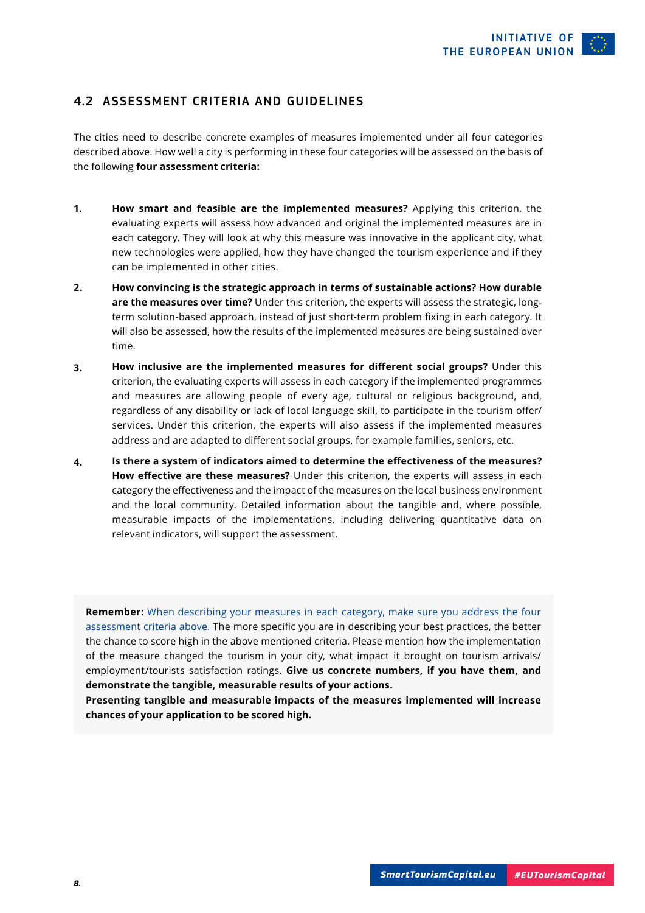## 4.2 ASSESSMENT CRITERIA AND GUIDELINES

The cities need to describe concrete examples of measures implemented under all four categories described above. How well a city is performing in these four categories will be assessed on the basis of the following **four assessment criteria:**

1. **How smart and feasible are the implemented measures?** Applying this criterion, the evaluating experts will assess how advanced and original the implemented measures are in each category. They will look at why this measure was innovative in the applicant city, what new technologies were applied, how they have changed the tourism experience and if they can be implemented in other cities.

2. **How convincing is the strategic approach in terms of sustainable actions? How durable are the measures over time?** Under this criterion, the experts will assess the strategic, long-term solution-based approach, instead of just short-term problem fixing in each category. It will also be assessed, how the results of the implemented measures are being sustained over time.

3. **How inclusive are the implemented measures for different social groups?** Under this criterion, the evaluating experts will assess in each category if the implemented programmes and measures are allowing people of every age, cultural or religious background, and, regardless of any disability or lack of local language skill, to participate in the tourism offer/ services. Under this criterion, the experts will also assess if the implemented measures address and are adapted to different social groups, for example families, seniors, etc.

4. **Is there a system of indicators aimed to determine the effectiveness of the measures? How effective are these measures?** Under this criterion, the experts will assess in each category the effectiveness and the impact of the measures on the local business environment and the local community. Detailed information about the tangible and, where possible, measurable impacts of the implementations, including delivering quantitative data on relevant indicators, will support the assessment.

**Remember:** When describing your measures in each category, make sure you address the four assessment criteria above. The more specific you are in describing your best practices, the better the chance to score high in the above mentioned criteria. Please mention how the implementation of the measure changed the tourism in your city, what impact it brought on tourism arrivals/ employment/tourists satisfaction ratings. **Give us concrete numbers, if you have them, and demonstrate the tangible, measurable results of your actions.**

**Presenting tangible and measurable impacts of the measures implemented will increase chances of your application to be scored high.**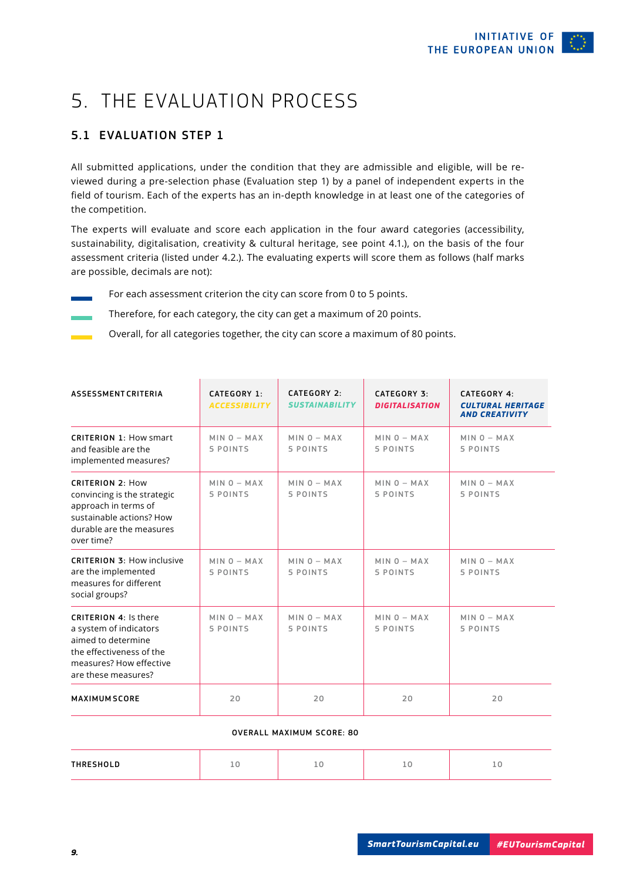# 5. THE EVALUATION PROCESS

## 5.1 EVALUATION STEP 1

All submitted applications, under the condition that they are admissible and eligible, will be reviewed during a pre-selection phase (Evaluation step 1) by a panel of independent experts in the field of tourism. Each of the experts has an in-depth knowledge in at least one of the categories of the competition.

The experts will evaluate and score each application in the four award categories (accessibility, sustainability, digitalisation, creativity & cultural heritage, see point 4.1.), on the basis of the four assessment criteria (listed under 4.2.). The evaluating experts will score them as follows (half marks are possible, decimals are not):

- For each assessment criterion the city can score from 0 to 5 points.
- Therefore, for each category, the city can get a maximum of 20 points.
- Overall, for all categories together, the city can score a maximum of 80 points.

| ASSESSMENT CRITERIA | CATEGORY 1: *ACCESSIBILITY* | CATEGORY 2: *SUSTAINABILITY* | CATEGORY 3: *DIGITALISATION* | CATEGORY 4: *CULTURAL HERITAGE AND CREATIVITY* |
|---|---|---|---|---|
| **CRITERION 1**: How smart and feasible are the implemented measures? | MIN 0 – MAX 5 POINTS | MIN 0 – MAX 5 POINTS | MIN 0 – MAX 5 POINTS | MIN 0 – MAX 5 POINTS |
| **CRITERION 2**: How convincing is the strategic approach in terms of sustainable actions? How durable are the measures over time? | MIN 0 – MAX 5 POINTS | MIN 0 – MAX 5 POINTS | MIN 0 – MAX 5 POINTS | MIN 0 – MAX 5 POINTS |
| **CRITERION 3**: How inclusive are the implemented measures for different social groups? | MIN 0 – MAX 5 POINTS | MIN 0 – MAX 5 POINTS | MIN 0 – MAX 5 POINTS | MIN 0 – MAX 5 POINTS |
| **CRITERION 4**: Is there a system of indicators aimed to determine the effectiveness of the measures? How effective are these measures? | MIN 0 – MAX 5 POINTS | MIN 0 – MAX 5 POINTS | MIN 0 – MAX 5 POINTS | MIN 0 – MAX 5 POINTS |
| **MAXIMUM SCORE** | 20 | 20 | 20 | 20 |
| **OVERALL MAXIMUM SCORE: 80** | | | | |
| **THRESHOLD** | 10 | 10 | 10 | 10 |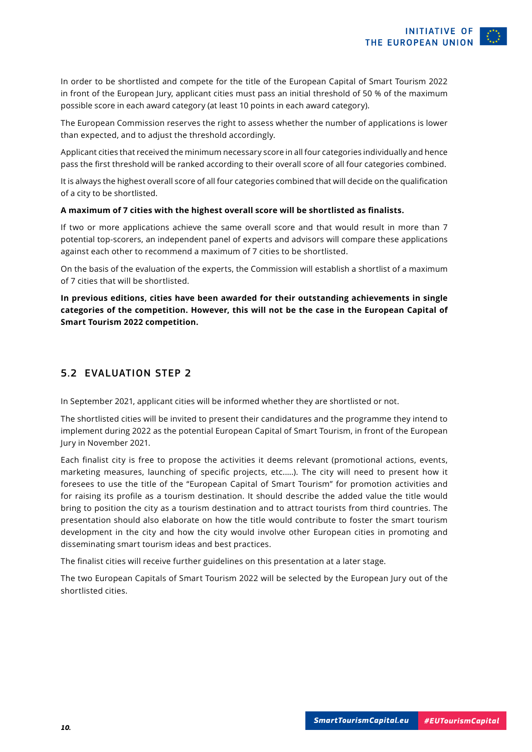In order to be shortlisted and compete for the title of the European Capital of Smart Tourism 2022 in front of the European Jury, applicant cities must pass an initial threshold of 50 % of the maximum possible score in each award category (at least 10 points in each award category).

The European Commission reserves the right to assess whether the number of applications is lower than expected, and to adjust the threshold accordingly.

Applicant cities that received the minimum necessary score in all four categories individually and hence pass the first threshold will be ranked according to their overall score of all four categories combined.

It is always the highest overall score of all four categories combined that will decide on the qualification of a city to be shortlisted.

**A maximum of 7 cities with the highest overall score will be shortlisted as finalists.**

If two or more applications achieve the same overall score and that would result in more than 7 potential top-scorers, an independent panel of experts and advisors will compare these applications against each other to recommend a maximum of 7 cities to be shortlisted.

On the basis of the evaluation of the experts, the Commission will establish a shortlist of a maximum of 7 cities that will be shortlisted.

**In previous editions, cities have been awarded for their outstanding achievements in single categories of the competition. However, this will not be the case in the European Capital of Smart Tourism 2022 competition.**

## 5.2 EVALUATION STEP 2

In September 2021, applicant cities will be informed whether they are shortlisted or not.

The shortlisted cities will be invited to present their candidatures and the programme they intend to implement during 2022 as the potential European Capital of Smart Tourism, in front of the European Jury in November 2021.

Each finalist city is free to propose the activities it deems relevant (promotional actions, events, marketing measures, launching of specific projects, etc.....). The city will need to present how it foresees to use the title of the "European Capital of Smart Tourism" for promotion activities and for raising its profile as a tourism destination. It should describe the added value the title would bring to position the city as a tourism destination and to attract tourists from third countries. The presentation should also elaborate on how the title would contribute to foster the smart tourism development in the city and how the city would involve other European cities in promoting and disseminating smart tourism ideas and best practices.

The finalist cities will receive further guidelines on this presentation at a later stage.

The two European Capitals of Smart Tourism 2022 will be selected by the European Jury out of the shortlisted cities.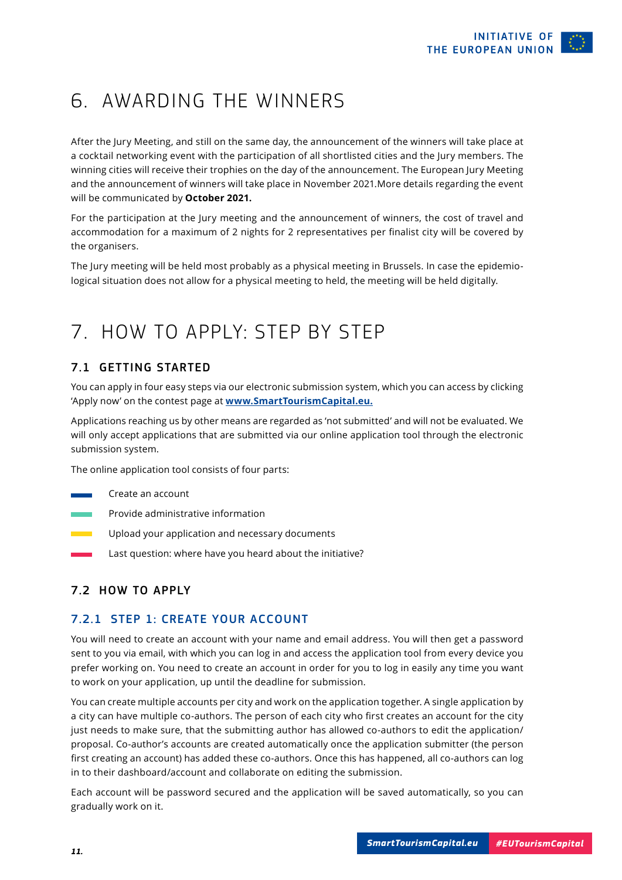# 6. AWARDING THE WINNERS

After the Jury Meeting, and still on the same day, the announcement of the winners will take place at a cocktail networking event with the participation of all shortlisted cities and the Jury members. The winning cities will receive their trophies on the day of the announcement. The European Jury Meeting and the announcement of winners will take place in November 2021.More details regarding the event will be communicated by **October 2021.**

For the participation at the Jury meeting and the announcement of winners, the cost of travel and accommodation for a maximum of 2 nights for 2 representatives per finalist city will be covered by the organisers.

The Jury meeting will be held most probably as a physical meeting in Brussels. In case the epidemiological situation does not allow for a physical meeting to held, the meeting will be held digitally.

# 7. HOW TO APPLY: STEP BY STEP

## 7.1 GETTING STARTED

You can apply in four easy steps via our electronic submission system, which you can access by clicking 'Apply now' on the contest page at **www.SmartTourismCapital.eu.**

Applications reaching us by other means are regarded as 'not submitted' and will not be evaluated. We will only accept applications that are submitted via our online application tool through the electronic submission system.

The online application tool consists of four parts:

- Create an account
- Provide administrative information
- Upload your application and necessary documents
- Last question: where have you heard about the initiative?

## 7.2 HOW TO APPLY

### 7.2.1 STEP 1: CREATE YOUR ACCOUNT

You will need to create an account with your name and email address. You will then get a password sent to you via email, with which you can log in and access the application tool from every device you prefer working on. You need to create an account in order for you to log in easily any time you want to work on your application, up until the deadline for submission.

You can create multiple accounts per city and work on the application together. A single application by a city can have multiple co-authors. The person of each city who first creates an account for the city just needs to make sure, that the submitting author has allowed co-authors to edit the application/proposal. Co-author's accounts are created automatically once the application submitter (the person first creating an account) has added these co-authors. Once this has happened, all co-authors can log in to their dashboard/account and collaborate on editing the submission.

Each account will be password secured and the application will be saved automatically, so you can gradually work on it.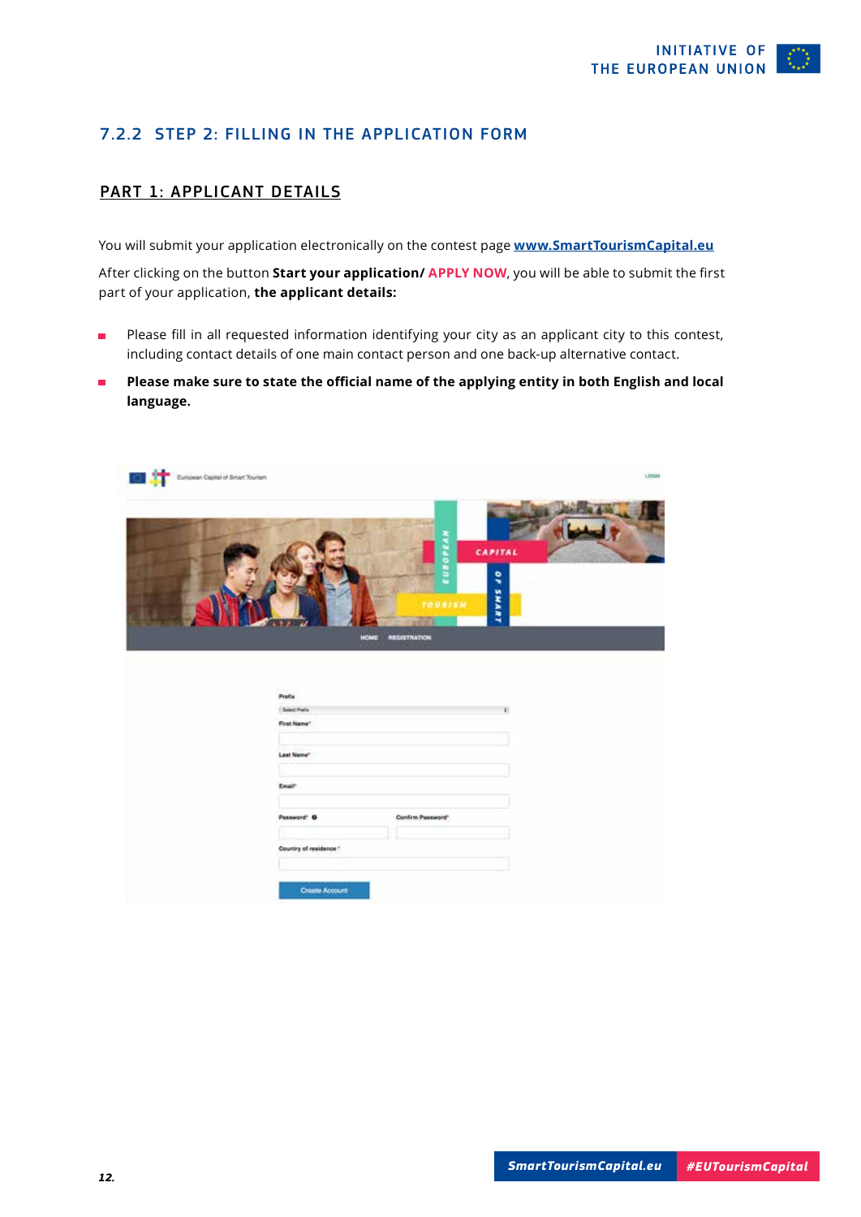### 7.2.2 STEP 2: FILLING IN THE APPLICATION FORM

#### PART 1: APPLICANT DETAILS

You will submit your application electronically on the contest page **www.SmartTourismCapital.eu**

After clicking on the button **Start your application/** APPLY NOW, you will be able to submit the first part of your application, **the applicant details:**

- Please fill in all requested information identifying your city as an applicant city to this contest, including contact details of one main contact person and one back-up alternative contact.
- **Please make sure to state the official name of the applying entity in both English and local language.**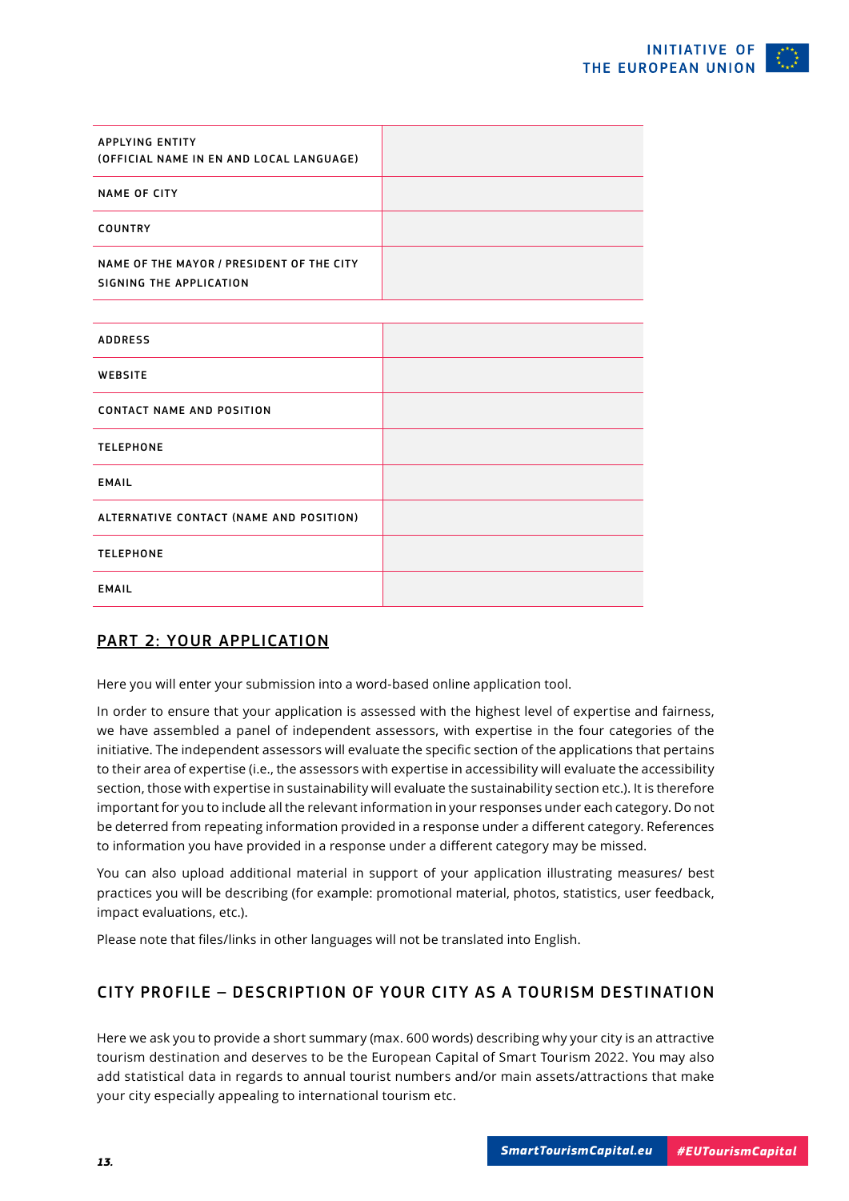| APPLYING ENTITY (OFFICIAL NAME IN EN AND LOCAL LANGUAGE) | |
|---|---|
| NAME OF CITY | |
| COUNTRY | |
| NAME OF THE MAYOR / PRESIDENT OF THE CITY SIGNING THE APPLICATION | |

| ADDRESS | |
|---|---|
| WEBSITE | |
| CONTACT NAME AND POSITION | |
| TELEPHONE | |
| EMAIL | |
| ALTERNATIVE CONTACT (NAME AND POSITION) | |
| TELEPHONE | |
| EMAIL | |

## PART 2: YOUR APPLICATION

Here you will enter your submission into a word-based online application tool.

In order to ensure that your application is assessed with the highest level of expertise and fairness, we have assembled a panel of independent assessors, with expertise in the four categories of the initiative. The independent assessors will evaluate the specific section of the applications that pertains to their area of expertise (i.e., the assessors with expertise in accessibility will evaluate the accessibility section, those with expertise in sustainability will evaluate the sustainability section etc.). It is therefore important for you to include all the relevant information in your responses under each category. Do not be deterred from repeating information provided in a response under a different category. References to information you have provided in a response under a different category may be missed.

You can also upload additional material in support of your application illustrating measures/ best practices you will be describing (for example: promotional material, photos, statistics, user feedback, impact evaluations, etc.).

Please note that files/links in other languages will not be translated into English.

### CITY PROFILE – DESCRIPTION OF YOUR CITY AS A TOURISM DESTINATION

Here we ask you to provide a short summary (max. 600 words) describing why your city is an attractive tourism destination and deserves to be the European Capital of Smart Tourism 2022. You may also add statistical data in regards to annual tourist numbers and/or main assets/attractions that make your city especially appealing to international tourism etc.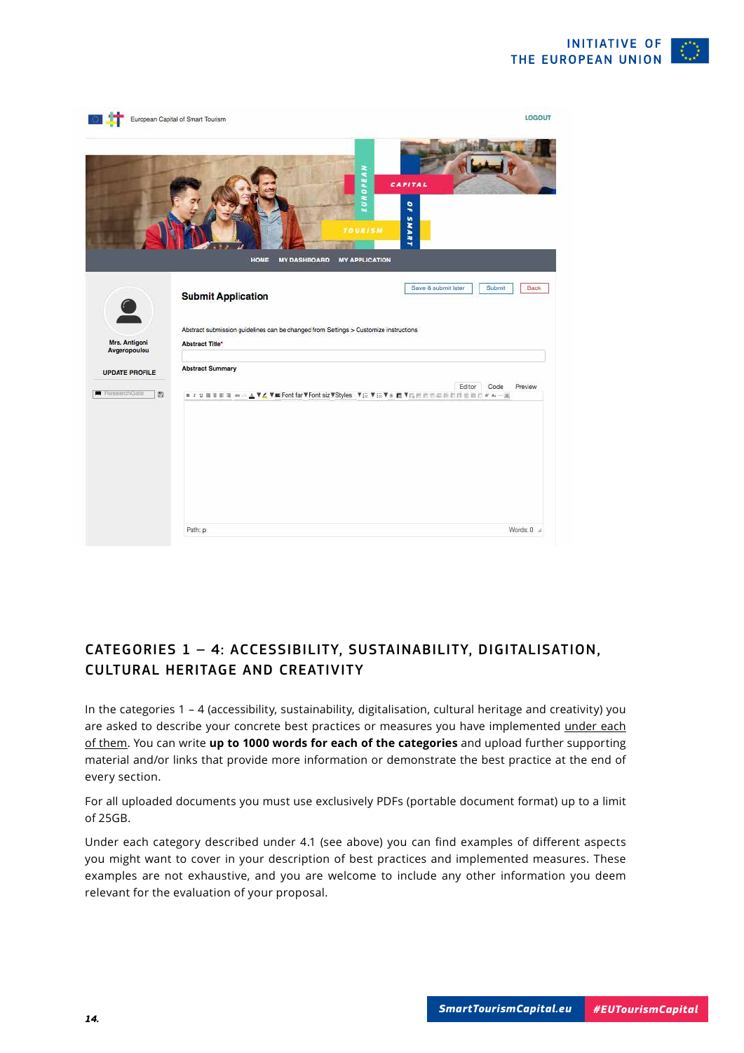## CATEGORIES 1 – 4: ACCESSIBILITY, SUSTAINABILITY, DIGITALISATION, CULTURAL HERITAGE AND CREATIVITY

In the categories 1 – 4 (accessibility, sustainability, digitalisation, cultural heritage and creativity) you are asked to describe your concrete best practices or measures you have implemented under each of them. You can write **up to 1000 words for each of the categories** and upload further supporting material and/or links that provide more information or demonstrate the best practice at the end of every section.

For all uploaded documents you must use exclusively PDFs (portable document format) up to a limit of 25GB.

Under each category described under 4.1 (see above) you can find examples of different aspects you might want to cover in your description of best practices and implemented measures. These examples are not exhaustive, and you are welcome to include any other information you deem relevant for the evaluation of your proposal.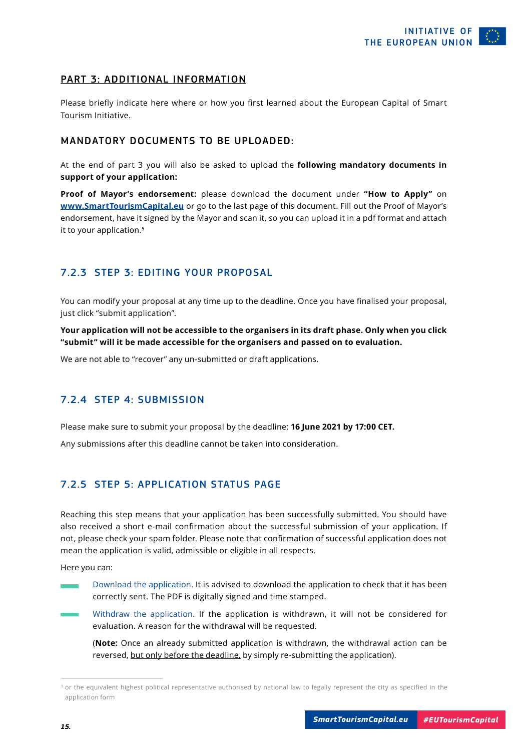## PART 3: ADDITIONAL INFORMATION

Please briefly indicate here where or how you first learned about the European Capital of Smart Tourism Initiative.

### MANDATORY DOCUMENTS TO BE UPLOADED:

At the end of part 3 you will also be asked to upload the **following mandatory documents in support of your application:**

**Proof of Mayor's endorsement:** please download the document under **"How to Apply"** on **www.SmartTourismCapital.eu** or go to the last page of this document. Fill out the Proof of Mayor's endorsement, have it signed by the Mayor and scan it, so you can upload it in a pdf format and attach it to your application.[5]

### 7.2.3 STEP 3: EDITING YOUR PROPOSAL

You can modify your proposal at any time up to the deadline. Once you have finalised your proposal, just click "submit application".

**Your application will not be accessible to the organisers in its draft phase. Only when you click "submit" will it be made accessible for the organisers and passed on to evaluation.**

We are not able to "recover" any un-submitted or draft applications.

### 7.2.4 STEP 4: SUBMISSION

Please make sure to submit your proposal by the deadline: **16 June 2021 by 17:00 CET.**

Any submissions after this deadline cannot be taken into consideration.

### 7.2.5 STEP 5: APPLICATION STATUS PAGE

Reaching this step means that your application has been successfully submitted. You should have also received a short e-mail confirmation about the successful submission of your application. If not, please check your spam folder. Please note that confirmation of successful application does not mean the application is valid, admissible or eligible in all respects.

Here you can:

- Download the application. It is advised to download the application to check that it has been correctly sent. The PDF is digitally signed and time stamped.
- Withdraw the application. If the application is withdrawn, it will not be considered for evaluation. A reason for the withdrawal will be requested.

  (**Note:** Once an already submitted application is withdrawn, the withdrawal action can be reversed, but only before the deadline, by simply re-submitting the application).

---

[5] or the equivalent highest political representative authorised by national law to legally represent the city as specified in the application form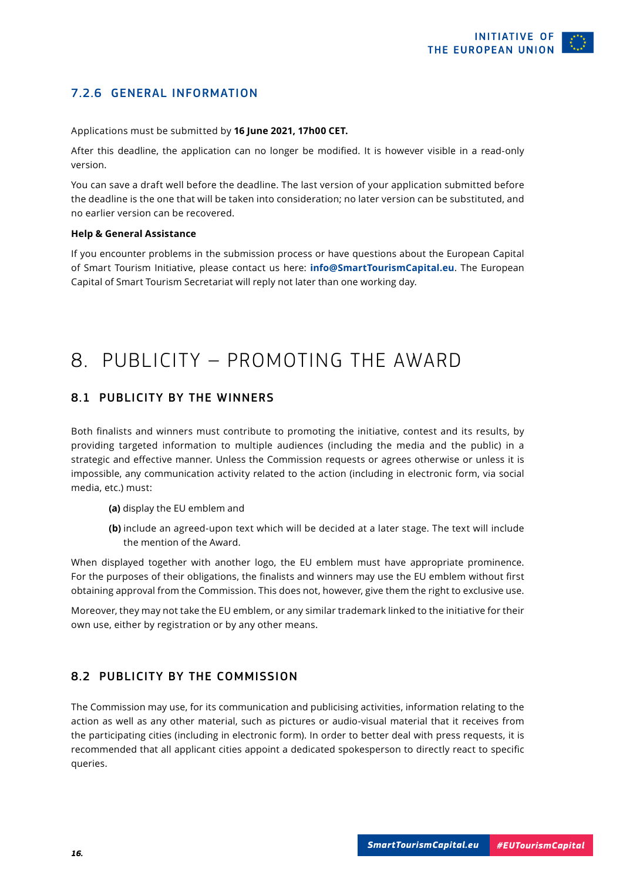### 7.2.6 GENERAL INFORMATION

Applications must be submitted by **16 June 2021, 17h00 CET.**

After this deadline, the application can no longer be modified. It is however visible in a read-only version.

You can save a draft well before the deadline. The last version of your application submitted before the deadline is the one that will be taken into consideration; no later version can be substituted, and no earlier version can be recovered.

**Help & General Assistance**

If you encounter problems in the submission process or have questions about the European Capital of Smart Tourism Initiative, please contact us here: **info@SmartTourismCapital.eu**. The European Capital of Smart Tourism Secretariat will reply not later than one working day.

# 8. PUBLICITY – PROMOTING THE AWARD

## 8.1 PUBLICITY BY THE WINNERS

Both finalists and winners must contribute to promoting the initiative, contest and its results, by providing targeted information to multiple audiences (including the media and the public) in a strategic and effective manner. Unless the Commission requests or agrees otherwise or unless it is impossible, any communication activity related to the action (including in electronic form, via social media, etc.) must:

- **(a)** display the EU emblem and
- **(b)** include an agreed-upon text which will be decided at a later stage. The text will include the mention of the Award.

When displayed together with another logo, the EU emblem must have appropriate prominence. For the purposes of their obligations, the finalists and winners may use the EU emblem without first obtaining approval from the Commission. This does not, however, give them the right to exclusive use.

Moreover, they may not take the EU emblem, or any similar trademark linked to the initiative for their own use, either by registration or by any other means.

## 8.2 PUBLICITY BY THE COMMISSION

The Commission may use, for its communication and publicising activities, information relating to the action as well as any other material, such as pictures or audio-visual material that it receives from the participating cities (including in electronic form). In order to better deal with press requests, it is recommended that all applicant cities appoint a dedicated spokesperson to directly react to specific queries.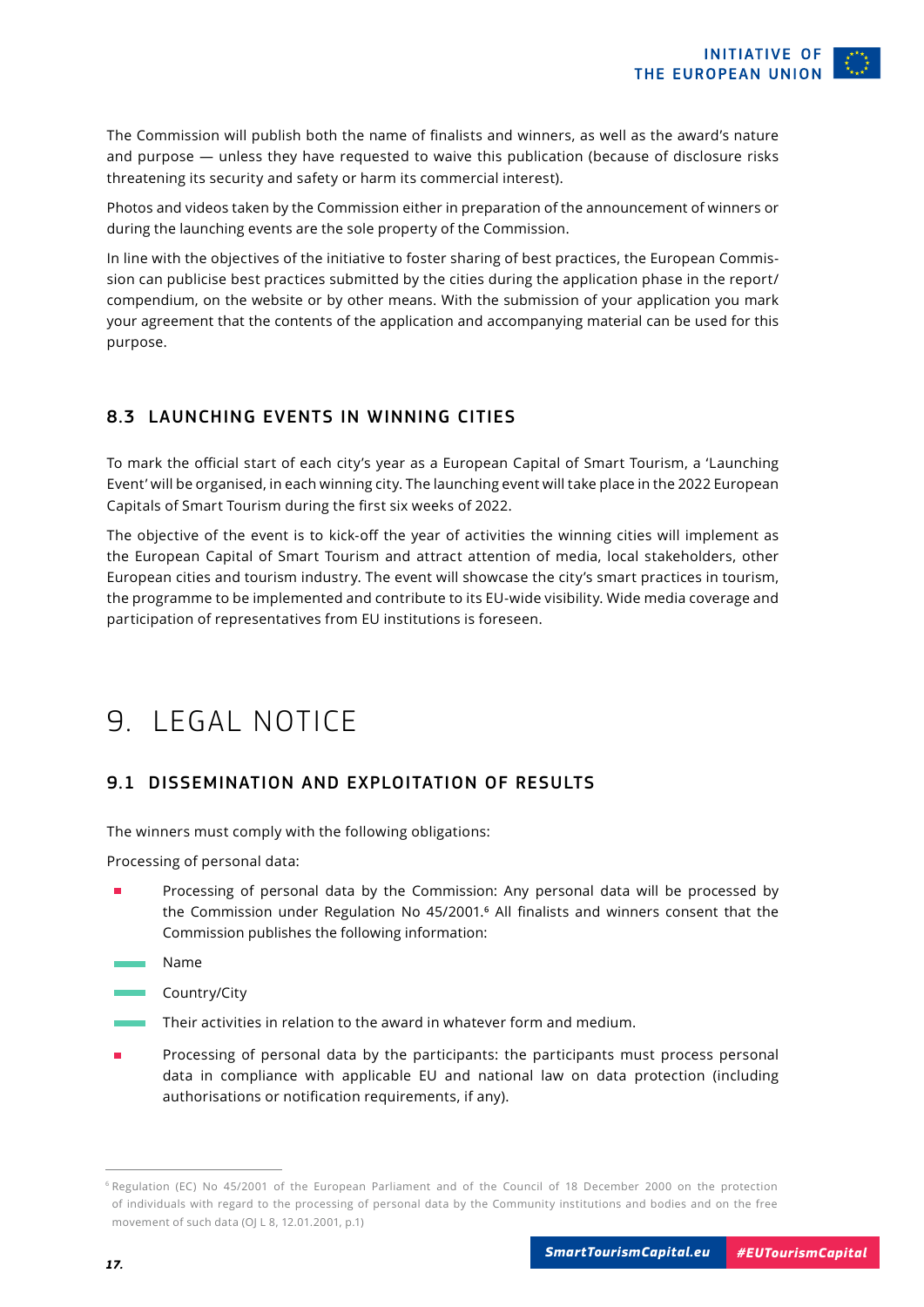The Commission will publish both the name of finalists and winners, as well as the award's nature and purpose — unless they have requested to waive this publication (because of disclosure risks threatening its security and safety or harm its commercial interest).

Photos and videos taken by the Commission either in preparation of the announcement of winners or during the launching events are the sole property of the Commission.

In line with the objectives of the initiative to foster sharing of best practices, the European Commission can publicise best practices submitted by the cities during the application phase in the report/ compendium, on the website or by other means. With the submission of your application you mark your agreement that the contents of the application and accompanying material can be used for this purpose.

### 8.3 LAUNCHING EVENTS IN WINNING CITIES

To mark the official start of each city's year as a European Capital of Smart Tourism, a 'Launching Event' will be organised, in each winning city. The launching event will take place in the 2022 European Capitals of Smart Tourism during the first six weeks of 2022.

The objective of the event is to kick-off the year of activities the winning cities will implement as the European Capital of Smart Tourism and attract attention of media, local stakeholders, other European cities and tourism industry. The event will showcase the city's smart practices in tourism, the programme to be implemented and contribute to its EU-wide visibility. Wide media coverage and participation of representatives from EU institutions is foreseen.

## 9. LEGAL NOTICE

### 9.1 DISSEMINATION AND EXPLOITATION OF RESULTS

The winners must comply with the following obligations:

Processing of personal data:

- Processing of personal data by the Commission: Any personal data will be processed by the Commission under Regulation No 45/2001.[6] All finalists and winners consent that the Commission publishes the following information:
  - Name
  - Country/City
  - Their activities in relation to the award in whatever form and medium.
- Processing of personal data by the participants: the participants must process personal data in compliance with applicable EU and national law on data protection (including authorisations or notification requirements, if any).

[6] Regulation (EC) No 45/2001 of the European Parliament and of the Council of 18 December 2000 on the protection of individuals with regard to the processing of personal data by the Community institutions and bodies and on the free movement of such data (OJ L 8, 12.01.2001, p.1)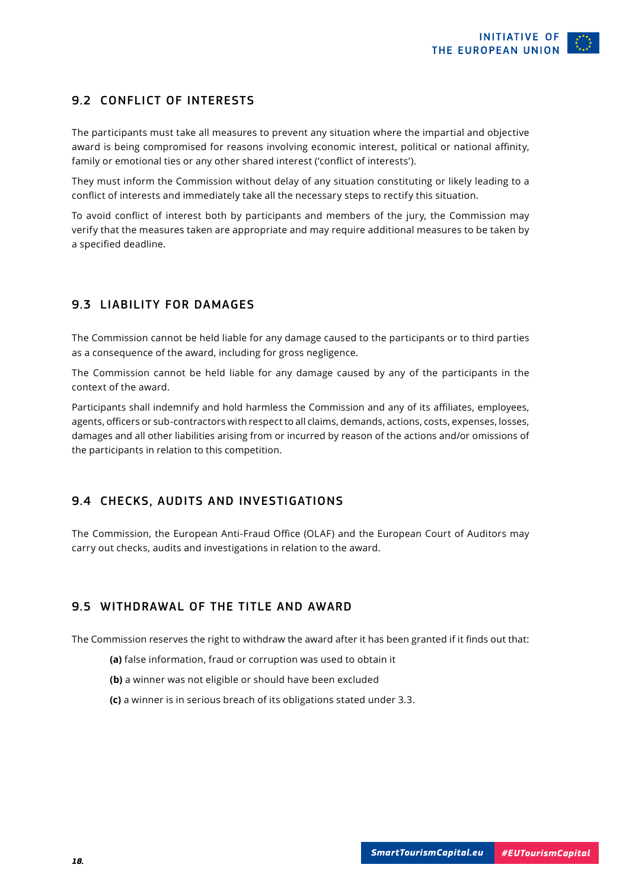## 9.2 CONFLICT OF INTERESTS

The participants must take all measures to prevent any situation where the impartial and objective award is being compromised for reasons involving economic interest, political or national affinity, family or emotional ties or any other shared interest ('conflict of interests').

They must inform the Commission without delay of any situation constituting or likely leading to a conflict of interests and immediately take all the necessary steps to rectify this situation.

To avoid conflict of interest both by participants and members of the jury, the Commission may verify that the measures taken are appropriate and may require additional measures to be taken by a specified deadline.

## 9.3 LIABILITY FOR DAMAGES

The Commission cannot be held liable for any damage caused to the participants or to third parties as a consequence of the award, including for gross negligence.

The Commission cannot be held liable for any damage caused by any of the participants in the context of the award.

Participants shall indemnify and hold harmless the Commission and any of its affiliates, employees, agents, officers or sub-contractors with respect to all claims, demands, actions, costs, expenses, losses, damages and all other liabilities arising from or incurred by reason of the actions and/or omissions of the participants in relation to this competition.

## 9.4 CHECKS, AUDITS AND INVESTIGATIONS

The Commission, the European Anti-Fraud Office (OLAF) and the European Court of Auditors may carry out checks, audits and investigations in relation to the award.

## 9.5 WITHDRAWAL OF THE TITLE AND AWARD

The Commission reserves the right to withdraw the award after it has been granted if it finds out that:

**(a)** false information, fraud or corruption was used to obtain it

**(b)** a winner was not eligible or should have been excluded

**(c)** a winner is in serious breach of its obligations stated under 3.3.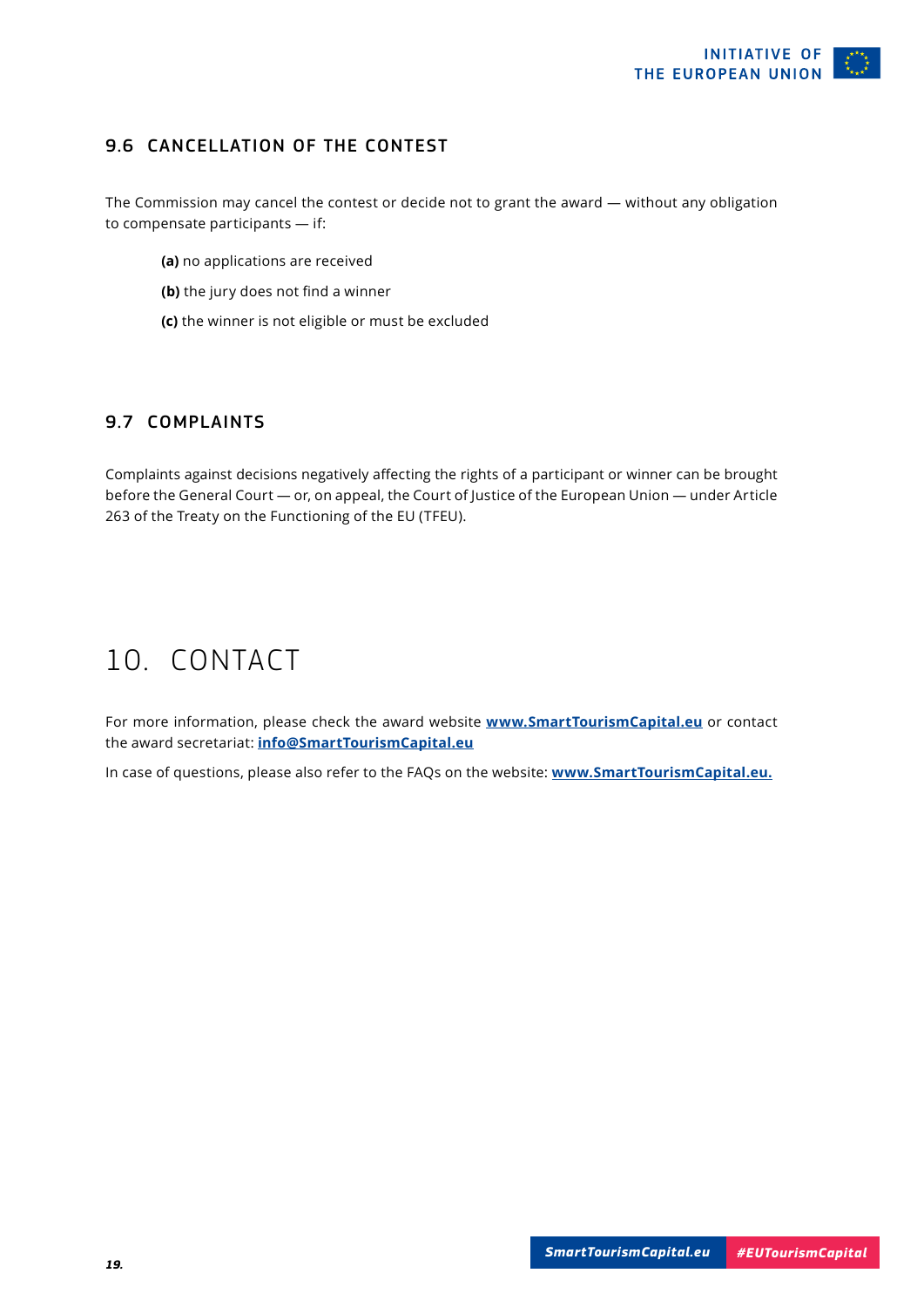### 9.6 CANCELLATION OF THE CONTEST

The Commission may cancel the contest or decide not to grant the award — without any obligation to compensate participants — if:

**(a)** no applications are received

**(b)** the jury does not find a winner

**(c)** the winner is not eligible or must be excluded

### 9.7 COMPLAINTS

Complaints against decisions negatively affecting the rights of a participant or winner can be brought before the General Court — or, on appeal, the Court of Justice of the European Union — under Article 263 of the Treaty on the Functioning of the EU (TFEU).

## 10. CONTACT

For more information, please check the award website **www.SmartTourismCapital.eu** or contact the award secretariat: **info@SmartTourismCapital.eu**

In case of questions, please also refer to the FAQs on the website: **www.SmartTourismCapital.eu.**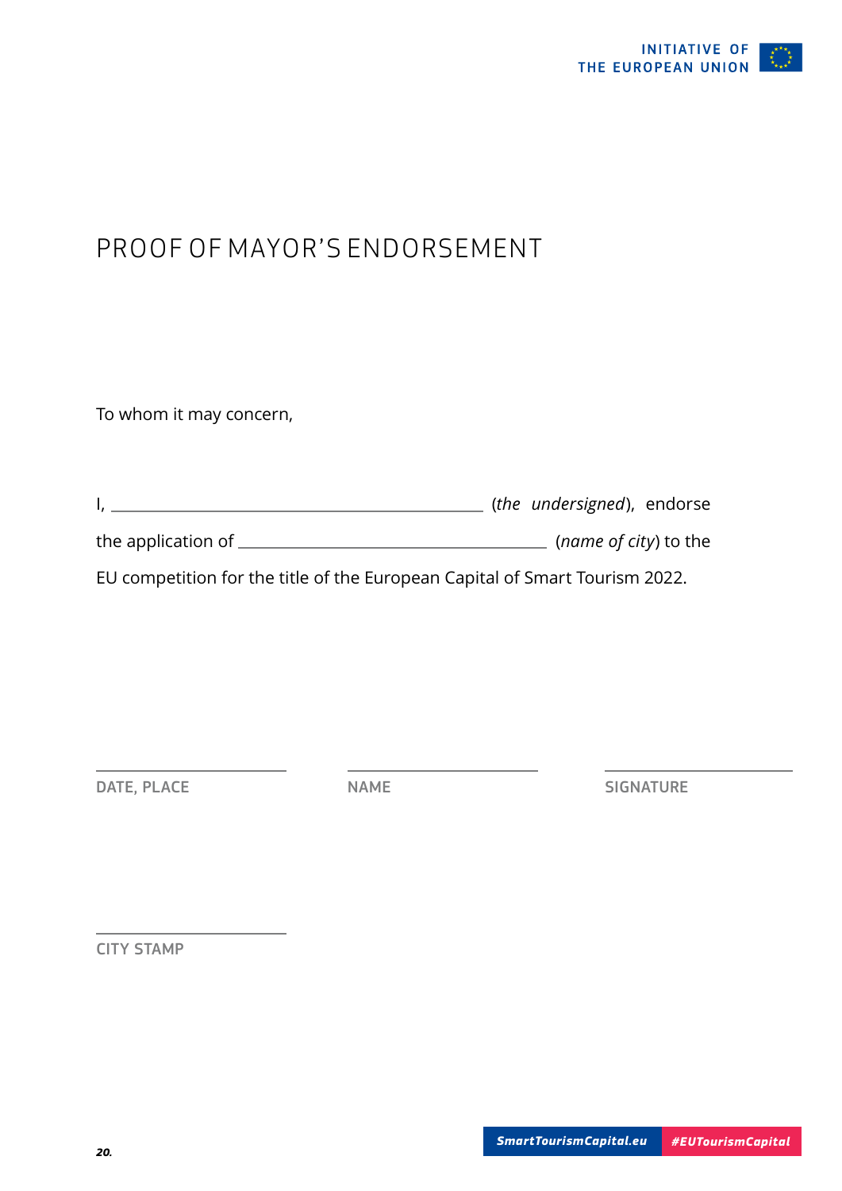# PROOF OF MAYOR'S ENDORSEMENT

To whom it may concern,

I, ______________________________________________ (*the undersigned*), endorse the application of ______________________________________ (*name of city*) to the EU competition for the title of the European Capital of Smart Tourism 2022.

| | | |
|---|---|---|
| ______________________ | ______________________ | ______________________ |
| DATE, PLACE | NAME | SIGNATURE |

______________________

CITY STAMP